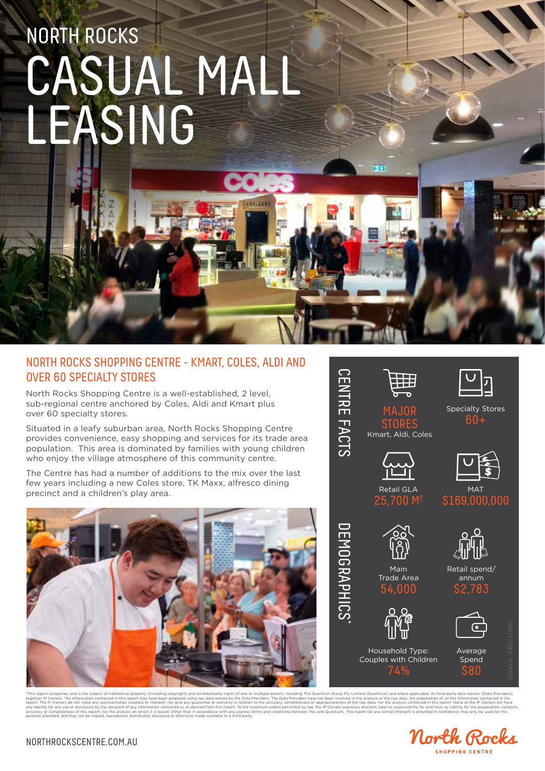NORTH ROCKS

# CASUAL MALL LEASING

## NORTH ROCKS SHOPPING CENTRE - KMART, COLES, ALDI AND OVER 60 SPECIALTY STORES

North Rocks Shopping Centre is a well-established, 2 level, sub-regional centre anchored by Coles, Aldi and Kmart plus over 60 specialty stores.

Situated in a leafy suburban area, North Rocks Shopping Centre provides convenience, easy shopping and services for its trade area population. This area is dominated by families with young children who enjoy the village atmosphere of this community centre.

The Centre has had a number of additions to the mix over the last few years including a new Coles store, TK Maxx, alfresco dining precinct and a children's play area.

## CENTRE FACTS

- **MAJOR STORES**: Kmart, Aldi, Coles
- Specialty Stores: **60+**
- Retail GLA: **25,700 M$^2$**
- MAT: **$169,000,000**

## DEMOGRAPHICS*

- Main Trade Area: **54,000**
- Retail spend/annum: **$2,783**
- Household Type: Couples with Children: **74%**
- Average Spend: **$80**

Source: ABS; Urbis

*This report comprises, and is the subject of intellectual property (including copyright) and confidentiality rights of one or multiple owners, including The Quantium Group Pty Limited (Quantium) and where applicable, its third-party data owners (Data Providers), together IP Owners. The information contained in this report may have been prepared using raw data owned by the Data Providers. The Data Providers have not been involved in the analysis of the raw data, the preparation of, or the information contained in the report. The IP Owners do not make any representation (express or implied), nor give any guarantee or warranty in relation to the accuracy, completeness or appropriateness of the raw data, nor the analysis contained in this report. None of the IP Owners will have any liability for any use or disclosure by the recipient of any information contained in, or derived from this report. To the maximum extent permitted by law, the IP Owners expressly disclaim, take no responsibility for and have no liability for the preparation, contents, accuracy or completeness of this report, nor the analysis on which it is based. Other than in accordance with any express terms and conditions between You and Quantium, this report (or any extract thereof) is provided in confidence, may only be used for the purpose provided, and may not be copied, reproduced, distributed, disclosed or otherwise made available to a third party.

NORTHROCKSCENTRE.COM.AU

North Rocks SHOPPING CENTRE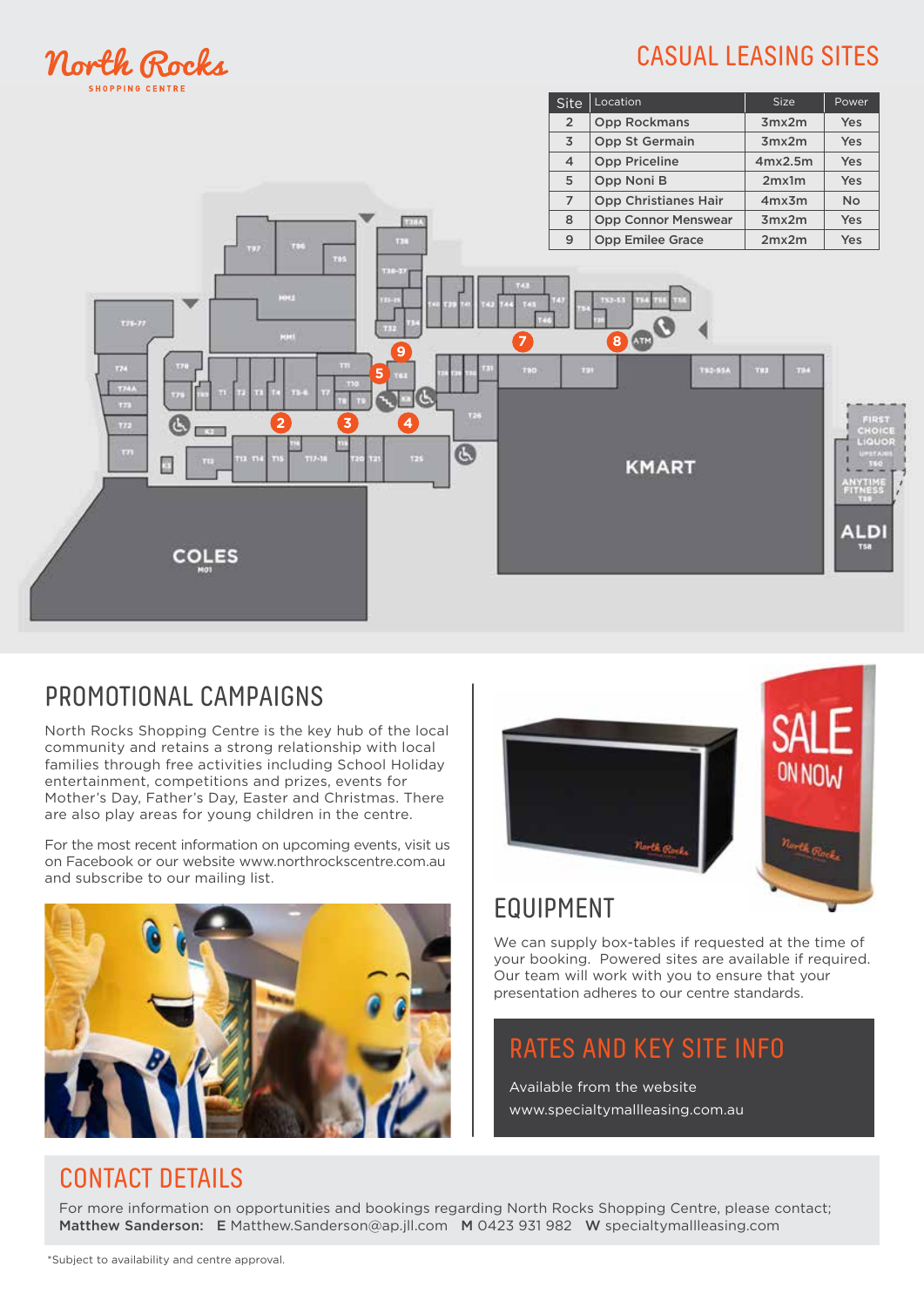# CASUAL LEASING SITES

| Site | Location | Size | Power |
|---|---|---|---|
| 2 | Opp Rockmans | 3mx2m | Yes |
| 3 | Opp St Germain | 3mx2m | Yes |
| 4 | Opp Priceline | 4mx2.5m | Yes |
| 5 | Opp Noni B | 2mx1m | Yes |
| 7 | Opp Christianes Hair | 4mx3m | No |
| 8 | Opp Connor Menswear | 3mx2m | Yes |
| 9 | Opp Emilee Grace | 2mx2m | Yes |

## PROMOTIONAL CAMPAIGNS

North Rocks Shopping Centre is the key hub of the local community and retains a strong relationship with local families through free activities including School Holiday entertainment, competitions and prizes, events for Mother's Day, Father's Day, Easter and Christmas. There are also play areas for young children in the centre.

For the most recent information on upcoming events, visit us on Facebook or our website www.northrockscentre.com.au and subscribe to our mailing list.

## EQUIPMENT

We can supply box-tables if requested at the time of your booking. Powered sites are available if required. Our team will work with you to ensure that your presentation adheres to our centre standards.

## RATES AND KEY SITE INFO

Available from the website
www.specialtymallleasing.com.au

## CONTACT DETAILS

For more information on opportunities and bookings regarding North Rocks Shopping Centre, please contact;
**Matthew Sanderson:** E Matthew.Sanderson@ap.jll.com M 0423 931 982 W specialtymallleasing.com

*Subject to availability and centre approval.